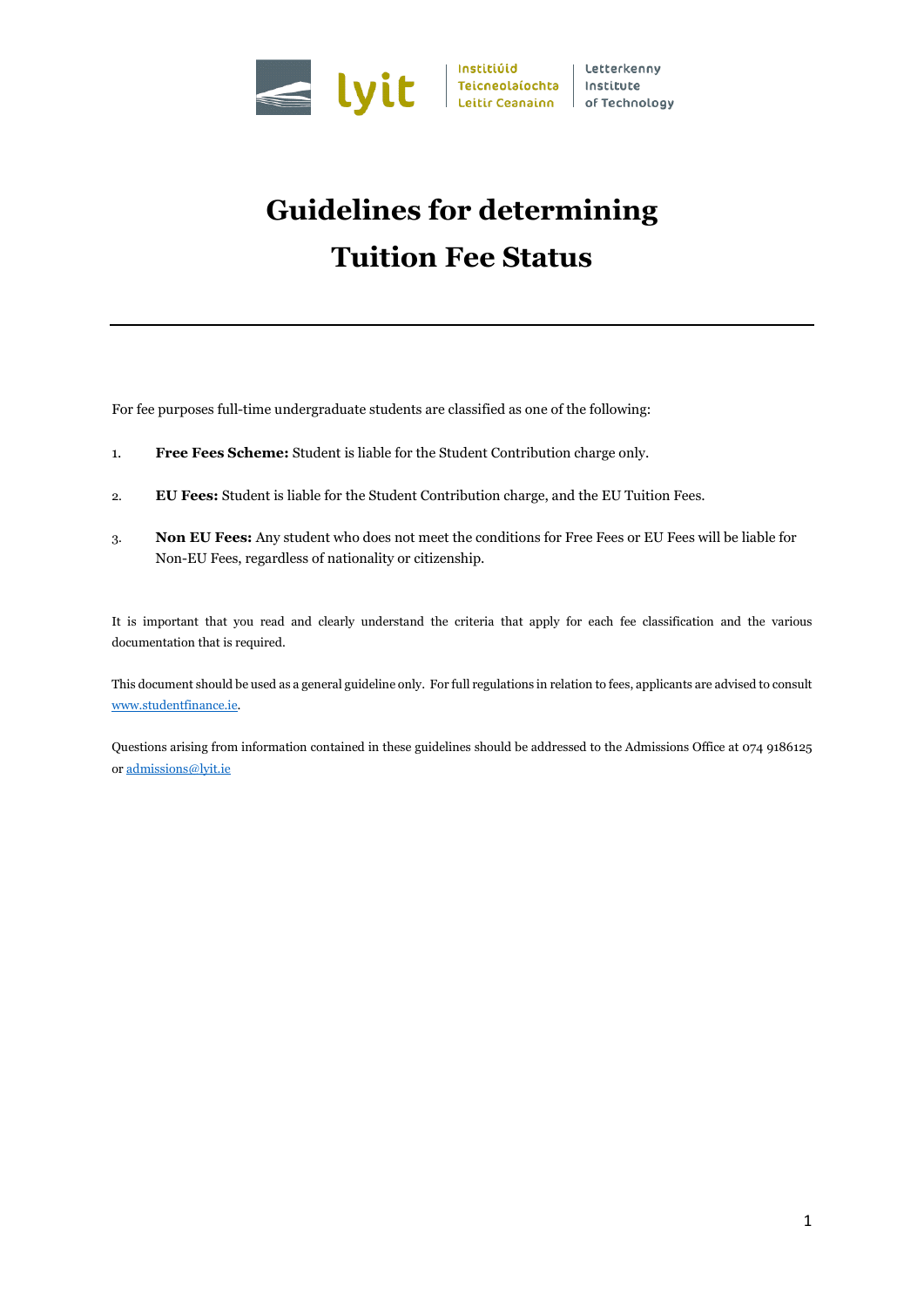# Guidelines for determining Tuition Fee Status

For fee purposes full-time undergraduate students are classified as one of the following:

1. **Free Fees Scheme:** Student is liable for the Student Contribution charge only.

2. **EU Fees:** Student is liable for the Student Contribution charge, and the EU Tuition Fees.

3. **Non EU Fees:** Any student who does not meet the conditions for Free Fees or EU Fees will be liable for Non-EU Fees, regardless of nationality or citizenship.

It is important that you read and clearly understand the criteria that apply for each fee classification and the various documentation that is required.

This document should be used as a general guideline only. For full regulations in relation to fees, applicants are advised to consult www.studentfinance.ie.

Questions arising from information contained in these guidelines should be addressed to the Admissions Office at 074 9186125 or admissions@lyit.ie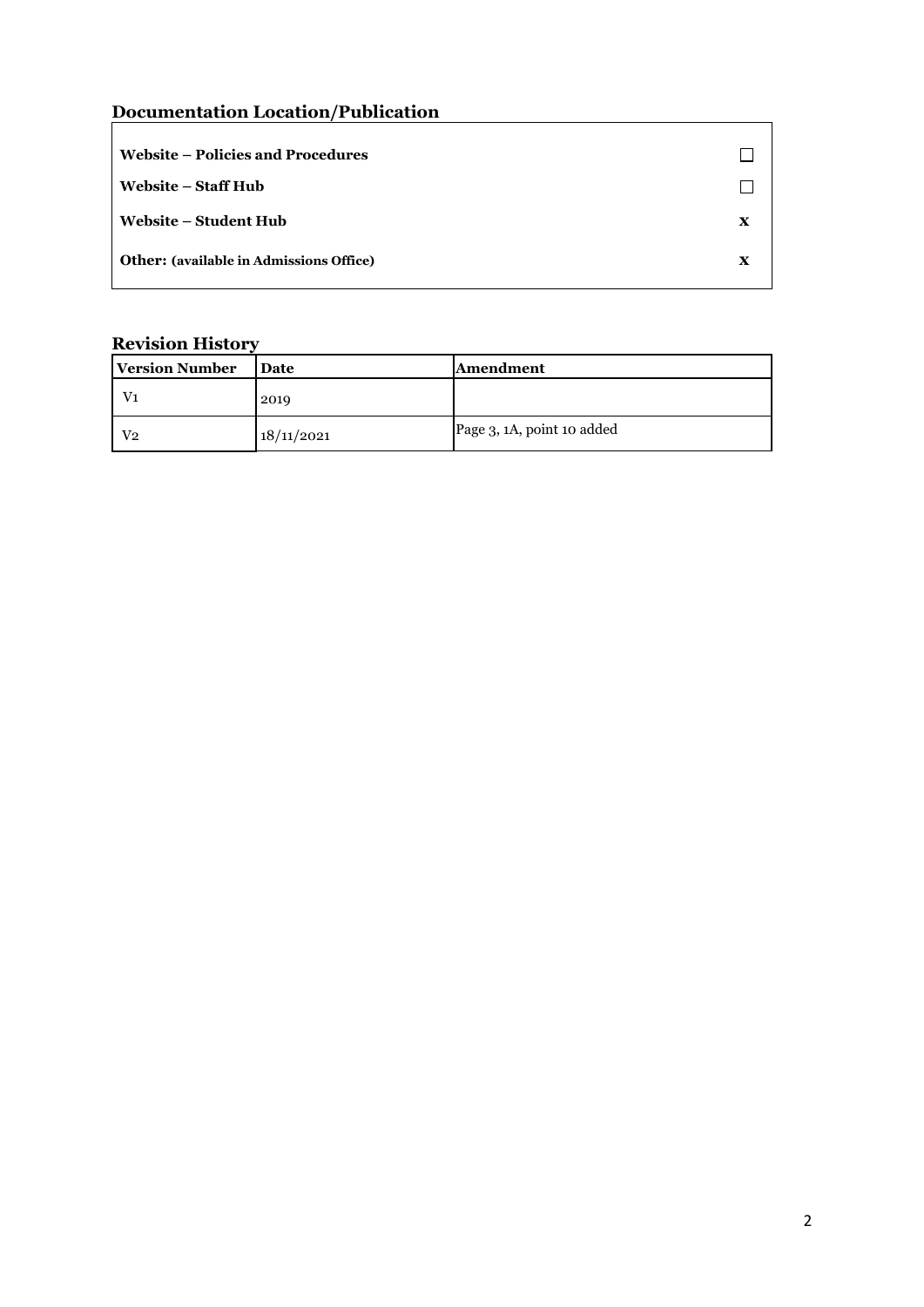## Documentation Location/Publication

| | |
|---|---|
| **Website – Policies and Procedures** | ☐ |
| **Website – Staff Hub** | ☐ |
| **Website – Student Hub** | **X** |
| **Other: (available in Admissions Office)** | **X** |

## Revision History

| Version Number | Date | Amendment |
|---|---|---|
| V1 | 2019 | |
| V2 | 18/11/2021 | Page 3, 1A, point 10 added |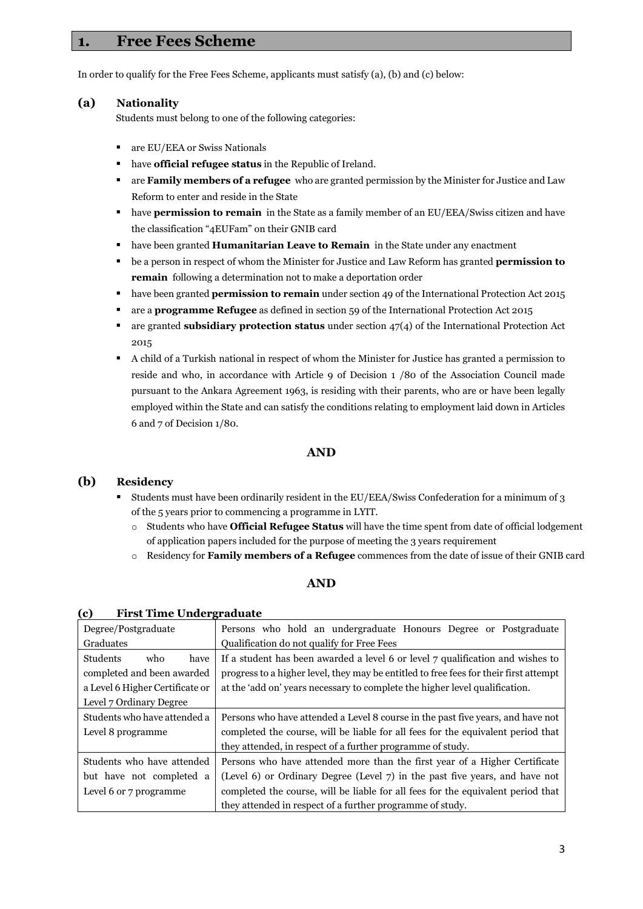## 1. Free Fees Scheme

In order to qualify for the Free Fees Scheme, applicants must satisfy (a), (b) and (c) below:

### (a) Nationality

Students must belong to one of the following categories:

- are EU/EEA or Swiss Nationals
- have **official refugee status** in the Republic of Ireland.
- are **Family members of a refugee** who are granted permission by the Minister for Justice and Law Reform to enter and reside in the State
- have **permission to remain** in the State as a family member of an EU/EEA/Swiss citizen and have the classification "4EUFam" on their GNIB card
- have been granted **Humanitarian Leave to Remain** in the State under any enactment
- be a person in respect of whom the Minister for Justice and Law Reform has granted **permission to remain** following a determination not to make a deportation order
- have been granted **permission to remain** under section 49 of the International Protection Act 2015
- are a **programme Refugee** as defined in section 59 of the International Protection Act 2015
- are granted **subsidiary protection status** under section 47(4) of the International Protection Act 2015
- A child of a Turkish national in respect of whom the Minister for Justice has granted a permission to reside and who, in accordance with Article 9 of Decision 1 /80 of the Association Council made pursuant to the Ankara Agreement 1963, is residing with their parents, who are or have been legally employed within the State and can satisfy the conditions relating to employment laid down in Articles 6 and 7 of Decision 1/80.

**AND**

### (b) Residency

- Students must have been ordinarily resident in the EU/EEA/Swiss Confederation for a minimum of 3 of the 5 years prior to commencing a programme in LYIT.
  - Students who have **Official Refugee Status** will have the time spent from date of official lodgement of application papers included for the purpose of meeting the 3 years requirement
  - Residency for **Family members of a Refugee** commences from the date of issue of their GNIB card

**AND**

### (c) First Time Undergraduate

| | |
|---|---|
| Degree/Postgraduate Graduates | Persons who hold an undergraduate Honours Degree or Postgraduate Qualification do not qualify for Free Fees |
| Students who have completed and been awarded a Level 6 Higher Certificate or Level 7 Ordinary Degree | If a student has been awarded a level 6 or level 7 qualification and wishes to progress to a higher level, they may be entitled to free fees for their first attempt at the 'add on' years necessary to complete the higher level qualification. |
| Students who have attended a Level 8 programme | Persons who have attended a Level 8 course in the past five years, and have not completed the course, will be liable for all fees for the equivalent period that they attended, in respect of a further programme of study. |
| Students who have attended but have not completed a Level 6 or 7 programme | Persons who have attended more than the first year of a Higher Certificate (Level 6) or Ordinary Degree (Level 7) in the past five years, and have not completed the course, will be liable for all fees for the equivalent period that they attended in respect of a further programme of study. |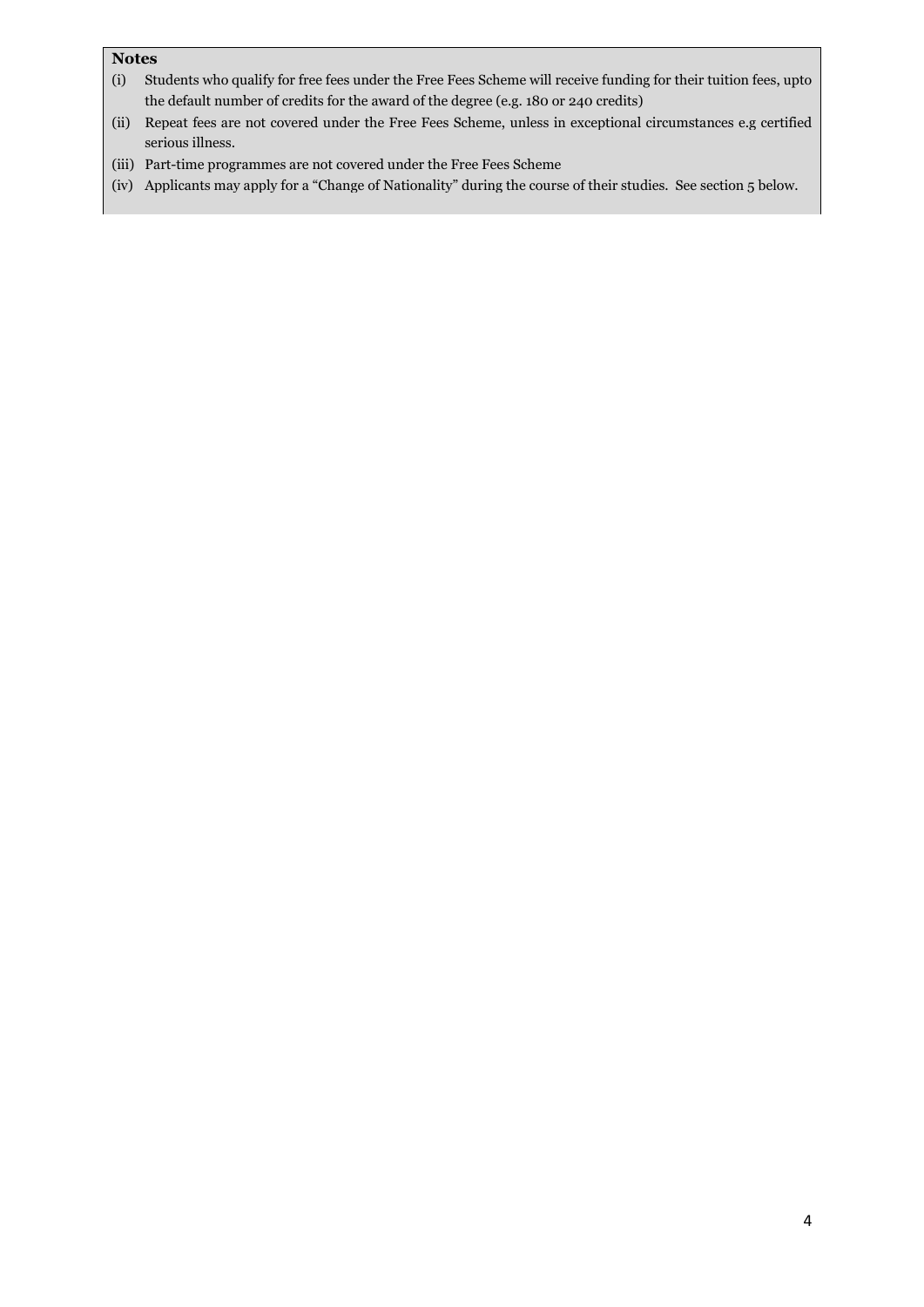**Notes**

(i) Students who qualify for free fees under the Free Fees Scheme will receive funding for their tuition fees, upto the default number of credits for the award of the degree (e.g. 180 or 240 credits)

(ii) Repeat fees are not covered under the Free Fees Scheme, unless in exceptional circumstances e.g certified serious illness.

(iii) Part-time programmes are not covered under the Free Fees Scheme

(iv) Applicants may apply for a "Change of Nationality" during the course of their studies. See section 5 below.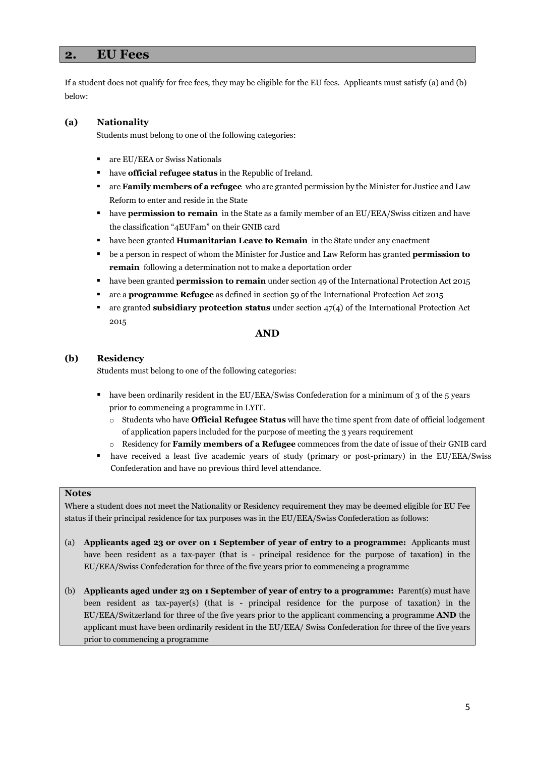## 2. EU Fees

If a student does not qualify for free fees, they may be eligible for the EU fees. Applicants must satisfy (a) and (b) below:

### (a) Nationality

Students must belong to one of the following categories:

- are EU/EEA or Swiss Nationals
- have **official refugee status** in the Republic of Ireland.
- are **Family members of a refugee** who are granted permission by the Minister for Justice and Law Reform to enter and reside in the State
- have **permission to remain** in the State as a family member of an EU/EEA/Swiss citizen and have the classification "4EUFam" on their GNIB card
- have been granted **Humanitarian Leave to Remain** in the State under any enactment
- be a person in respect of whom the Minister for Justice and Law Reform has granted **permission to remain** following a determination not to make a deportation order
- have been granted **permission to remain** under section 49 of the International Protection Act 2015
- are a **programme Refugee** as defined in section 59 of the International Protection Act 2015
- are granted **subsidiary protection status** under section 47(4) of the International Protection Act 2015

**AND**

### (b) Residency

Students must belong to one of the following categories:

- have been ordinarily resident in the EU/EEA/Swiss Confederation for a minimum of 3 of the 5 years prior to commencing a programme in LYIT.
  - Students who have **Official Refugee Status** will have the time spent from date of official lodgement of application papers included for the purpose of meeting the 3 years requirement
  - Residency for **Family members of a Refugee** commences from the date of issue of their GNIB card
- have received a least five academic years of study (primary or post-primary) in the EU/EEA/Swiss Confederation and have no previous third level attendance.

**Notes**

Where a student does not meet the Nationality or Residency requirement they may be deemed eligible for EU Fee status if their principal residence for tax purposes was in the EU/EEA/Swiss Confederation as follows:

(a) **Applicants aged 23 or over on 1 September of year of entry to a programme:** Applicants must have been resident as a tax-payer (that is - principal residence for the purpose of taxation) in the EU/EEA/Swiss Confederation for three of the five years prior to commencing a programme

(b) **Applicants aged under 23 on 1 September of year of entry to a programme:** Parent(s) must have been resident as tax-payer(s) (that is - principal residence for the purpose of taxation) in the EU/EEA/Switzerland for three of the five years prior to the applicant commencing a programme **AND** the applicant must have been ordinarily resident in the EU/EEA/ Swiss Confederation for three of the five years prior to commencing a programme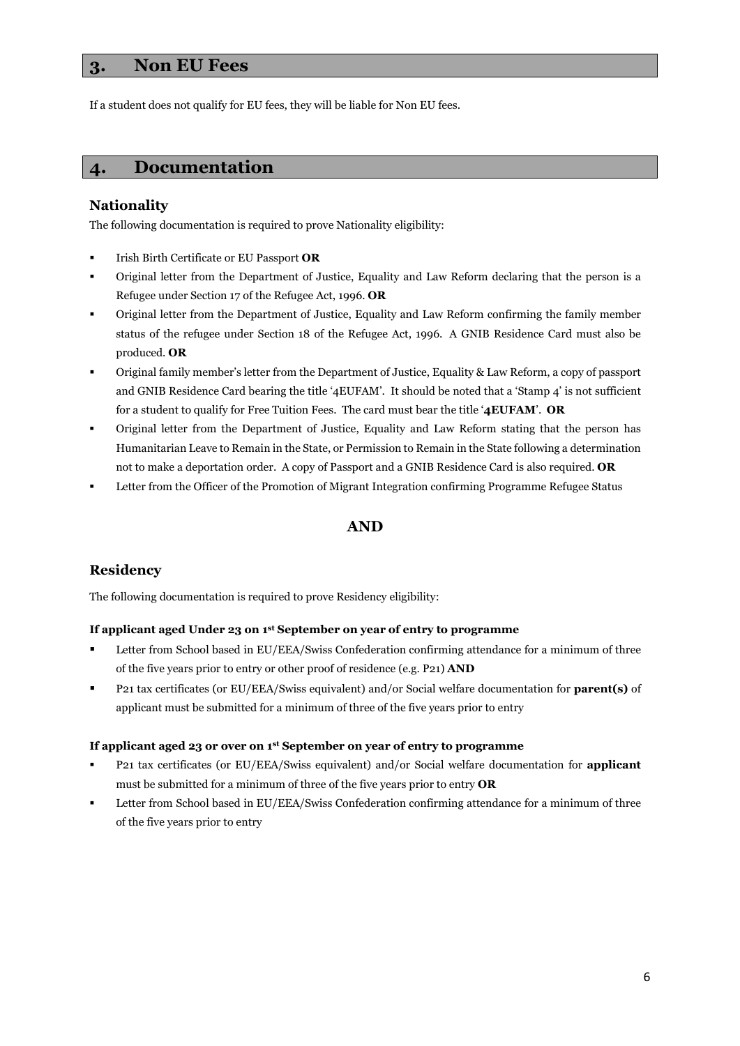## 3. Non EU Fees

If a student does not qualify for EU fees, they will be liable for Non EU fees.

## 4. Documentation

### Nationality

The following documentation is required to prove Nationality eligibility:

- Irish Birth Certificate or EU Passport **OR**
- Original letter from the Department of Justice, Equality and Law Reform declaring that the person is a Refugee under Section 17 of the Refugee Act, 1996. **OR**
- Original letter from the Department of Justice, Equality and Law Reform confirming the family member status of the refugee under Section 18 of the Refugee Act, 1996. A GNIB Residence Card must also be produced. **OR**
- Original family member's letter from the Department of Justice, Equality & Law Reform, a copy of passport and GNIB Residence Card bearing the title '4EUFAM'. It should be noted that a 'Stamp 4' is not sufficient for a student to qualify for Free Tuition Fees. The card must bear the title '**4EUFAM**'. **OR**
- Original letter from the Department of Justice, Equality and Law Reform stating that the person has Humanitarian Leave to Remain in the State, or Permission to Remain in the State following a determination not to make a deportation order. A copy of Passport and a GNIB Residence Card is also required. **OR**
- Letter from the Officer of the Promotion of Migrant Integration confirming Programme Refugee Status

**AND**

### Residency

The following documentation is required to prove Residency eligibility:

**If applicant aged Under 23 on 1st September on year of entry to programme**

- Letter from School based in EU/EEA/Swiss Confederation confirming attendance for a minimum of three of the five years prior to entry or other proof of residence (e.g. P21) **AND**
- P21 tax certificates (or EU/EEA/Swiss equivalent) and/or Social welfare documentation for **parent(s)** of applicant must be submitted for a minimum of three of the five years prior to entry

**If applicant aged 23 or over on 1st September on year of entry to programme**

- P21 tax certificates (or EU/EEA/Swiss equivalent) and/or Social welfare documentation for **applicant** must be submitted for a minimum of three of the five years prior to entry **OR**
- Letter from School based in EU/EEA/Swiss Confederation confirming attendance for a minimum of three of the five years prior to entry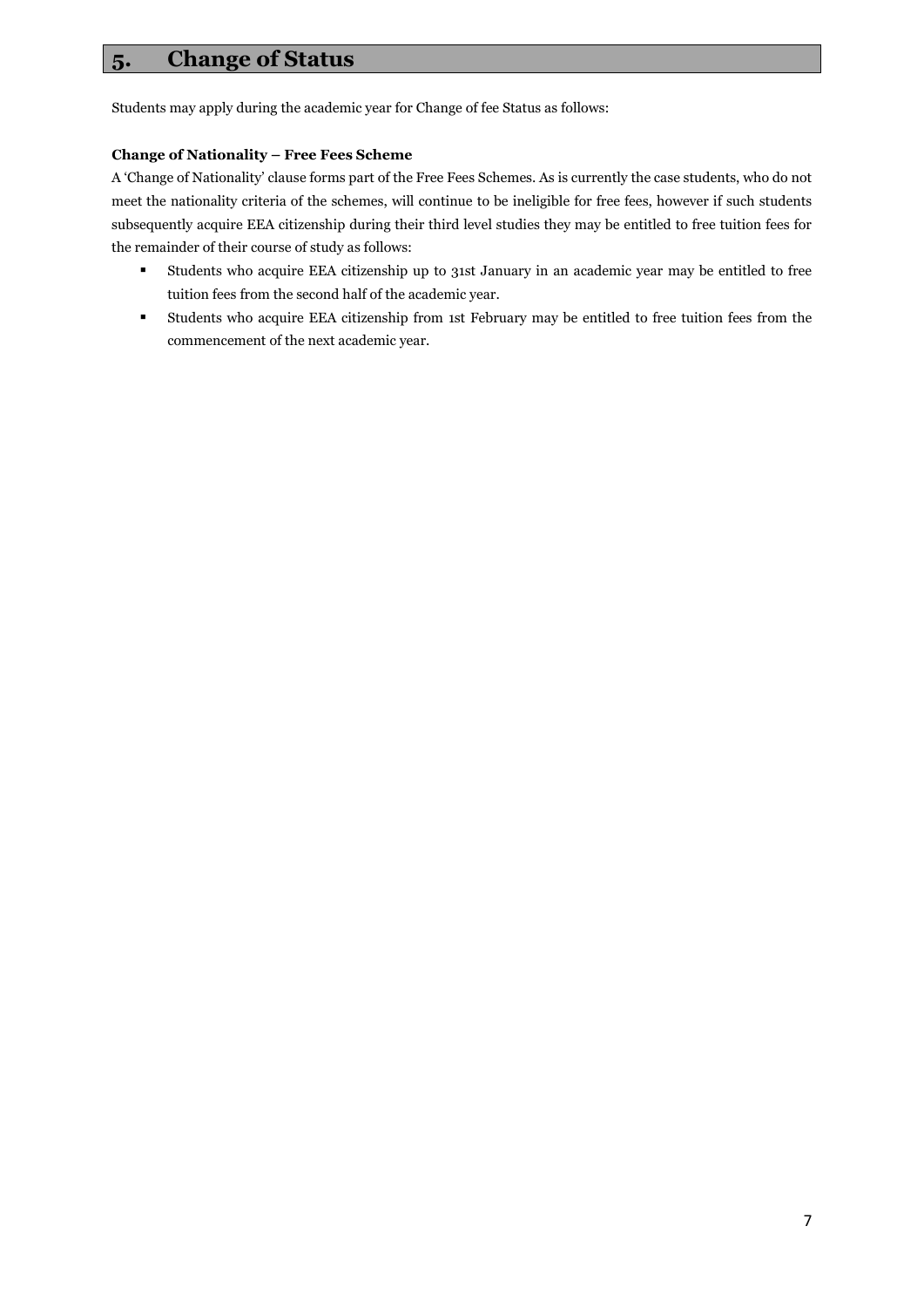## 5. Change of Status

Students may apply during the academic year for Change of fee Status as follows:

**Change of Nationality – Free Fees Scheme**

A 'Change of Nationality' clause forms part of the Free Fees Schemes. As is currently the case students, who do not meet the nationality criteria of the schemes, will continue to be ineligible for free fees, however if such students subsequently acquire EEA citizenship during their third level studies they may be entitled to free tuition fees for the remainder of their course of study as follows:

- Students who acquire EEA citizenship up to 31st January in an academic year may be entitled to free tuition fees from the second half of the academic year.
- Students who acquire EEA citizenship from 1st February may be entitled to free tuition fees from the commencement of the next academic year.